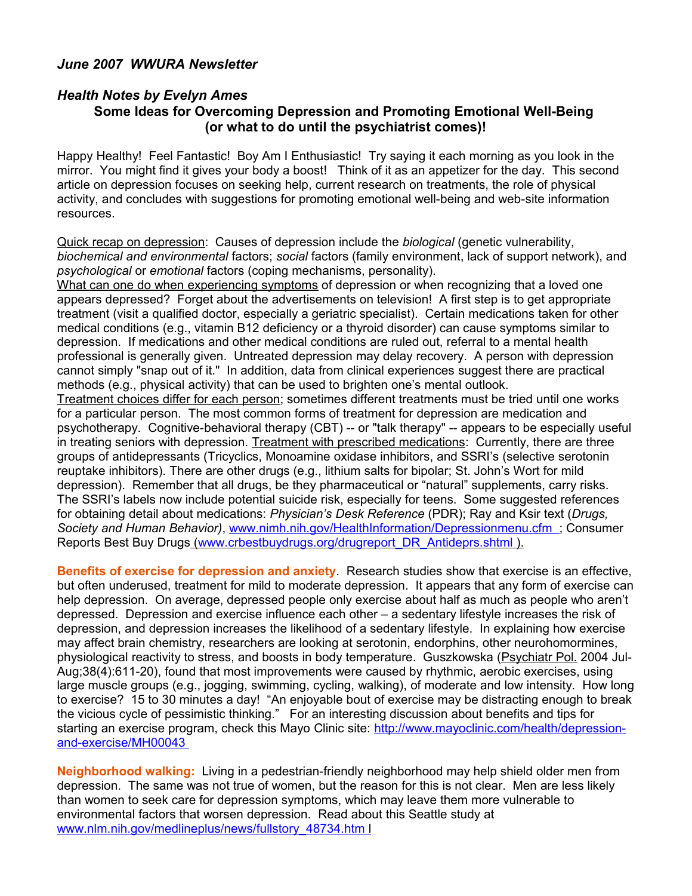*June 2007 WWURA Newsletter*

## *Health Notes by Evelyn Ames*

### Some Ideas for Overcoming Depression and Promoting Emotional Well-Being (or what to do until the psychiatrist comes)!

Happy Healthy! Feel Fantastic! Boy Am I Enthusiastic! Try saying it each morning as you look in the mirror. You might find it gives your body a boost! Think of it as an appetizer for the day. This second article on depression focuses on seeking help, current research on treatments, the role of physical activity, and concludes with suggestions for promoting emotional well-being and web-site information resources.

<u>Quick recap on depression</u>: Causes of depression include the *biological* (genetic vulnerability, *biochemical and environmental* factors; *social* factors (family environment, lack of support network), and *psychological* or *emotional* factors (coping mechanisms, personality).
<u>What can one do when experiencing symptoms</u> of depression or when recognizing that a loved one appears depressed? Forget about the advertisements on television! A first step is to get appropriate treatment (visit a qualified doctor, especially a geriatric specialist). Certain medications taken for other medical conditions (e.g., vitamin B12 deficiency or a thyroid disorder) can cause symptoms similar to depression. If medications and other medical conditions are ruled out, referral to a mental health professional is generally given. Untreated depression may delay recovery. A person with depression cannot simply "snap out of it." In addition, data from clinical experiences suggest there are practical methods (e.g., physical activity) that can be used to brighten one's mental outlook.
<u>Treatment choices differ for each person</u>; sometimes different treatments must be tried until one works for a particular person. The most common forms of treatment for depression are medication and psychotherapy. Cognitive-behavioral therapy (CBT) -- or "talk therapy" -- appears to be especially useful in treating seniors with depression. <u>Treatment with prescribed medications</u>: Currently, there are three groups of antidepressants (Tricyclics, Monoamine oxidase inhibitors, and SSRI's (selective serotonin reuptake inhibitors). There are other drugs (e.g., lithium salts for bipolar; St. John's Wort for mild depression). Remember that all drugs, be they pharmaceutical or "natural" supplements, carry risks. The SSRI's labels now include potential suicide risk, especially for teens. Some suggested references for obtaining detail about medications: *Physician's Desk Reference* (PDR); Ray and Ksir text (*Drugs, Society and Human Behavior)*, www.nimh.nih.gov/HealthInformation/Depressionmenu.cfm ; Consumer Reports Best Buy Drugs (www.crbestbuydrugs.org/drugreport_DR_Antideprs.shtml ).

**Benefits of exercise for depression and anxiety**. Research studies show that exercise is an effective, but often underused, treatment for mild to moderate depression. It appears that any form of exercise can help depression. On average, depressed people only exercise about half as much as people who aren't depressed. Depression and exercise influence each other – a sedentary lifestyle increases the risk of depression, and depression increases the likelihood of a sedentary lifestyle. In explaining how exercise may affect brain chemistry, researchers are looking at serotonin, endorphins, other neurohomormines, physiological reactivity to stress, and boosts in body temperature. Guszkowska (<u>Psychiatr Pol.</u> 2004 Jul-Aug;38(4):611-20), found that most improvements were caused by rhythmic, aerobic exercises, using large muscle groups (e.g., jogging, swimming, cycling, walking), of moderate and low intensity. How long to exercise? 15 to 30 minutes a day! "An enjoyable bout of exercise may be distracting enough to break the vicious cycle of pessimistic thinking." For an interesting discussion about benefits and tips for starting an exercise program, check this Mayo Clinic site: http://www.mayoclinic.com/health/depression-and-exercise/MH00043

**Neighborhood walking:** Living in a pedestrian-friendly neighborhood may help shield older men from depression. The same was not true of women, but the reason for this is not clear. Men are less likely than women to seek care for depression symptoms, which may leave them more vulnerable to environmental factors that worsen depression. Read about this Seattle study at www.nlm.nih.gov/medlineplus/news/fullstory_48734.htm l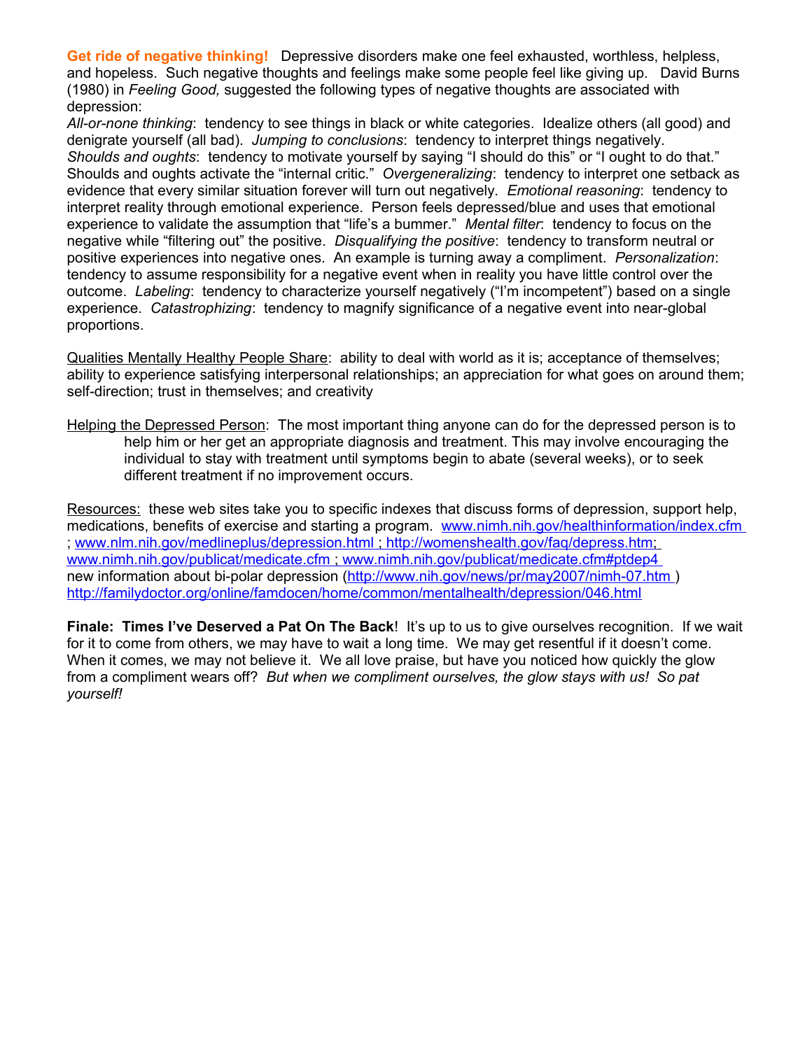**Get ride of negative thinking!** Depressive disorders make one feel exhausted, worthless, helpless, and hopeless. Such negative thoughts and feelings make some people feel like giving up. David Burns (1980) in *Feeling Good,* suggested the following types of negative thoughts are associated with depression:

*All-or-none thinking*: tendency to see things in black or white categories. Idealize others (all good) and denigrate yourself (all bad). *Jumping to conclusions*: tendency to interpret things negatively. *Shoulds and oughts*: tendency to motivate yourself by saying "I should do this" or "I ought to do that." Shoulds and oughts activate the "internal critic." *Overgeneralizing*: tendency to interpret one setback as evidence that every similar situation forever will turn out negatively. *Emotional reasoning*: tendency to interpret reality through emotional experience. Person feels depressed/blue and uses that emotional experience to validate the assumption that "life's a bummer." *Mental filter*: tendency to focus on the negative while "filtering out" the positive. *Disqualifying the positive*: tendency to transform neutral or positive experiences into negative ones. An example is turning away a compliment. *Personalization*: tendency to assume responsibility for a negative event when in reality you have little control over the outcome. *Labeling*: tendency to characterize yourself negatively ("I'm incompetent") based on a single experience. *Catastrophizing*: tendency to magnify significance of a negative event into near-global proportions.

Qualities Mentally Healthy People Share: ability to deal with world as it is; acceptance of themselves; ability to experience satisfying interpersonal relationships; an appreciation for what goes on around them; self-direction; trust in themselves; and creativity

Helping the Depressed Person: The most important thing anyone can do for the depressed person is to help him or her get an appropriate diagnosis and treatment. This may involve encouraging the individual to stay with treatment until symptoms begin to abate (several weeks), or to seek different treatment if no improvement occurs.

Resources: these web sites take you to specific indexes that discuss forms of depression, support help, medications, benefits of exercise and starting a program. www.nimh.nih.gov/healthinformation/index.cfm ; www.nlm.nih.gov/medlineplus/depression.html ; http://womenshealth.gov/faq/depress.htm; www.nimh.nih.gov/publicat/medicate.cfm ; www.nimh.nih.gov/publicat/medicate.cfm#ptdep4 new information about bi-polar depression (http://www.nih.gov/news/pr/may2007/nimh-07.htm ) http://familydoctor.org/online/famdocen/home/common/mentalhealth/depression/046.html

**Finale: Times I've Deserved a Pat On The Back**! It's up to us to give ourselves recognition. If we wait for it to come from others, we may have to wait a long time. We may get resentful if it doesn't come. When it comes, we may not believe it. We all love praise, but have you noticed how quickly the glow from a compliment wears off? *But when we compliment ourselves, the glow stays with us! So pat yourself!*